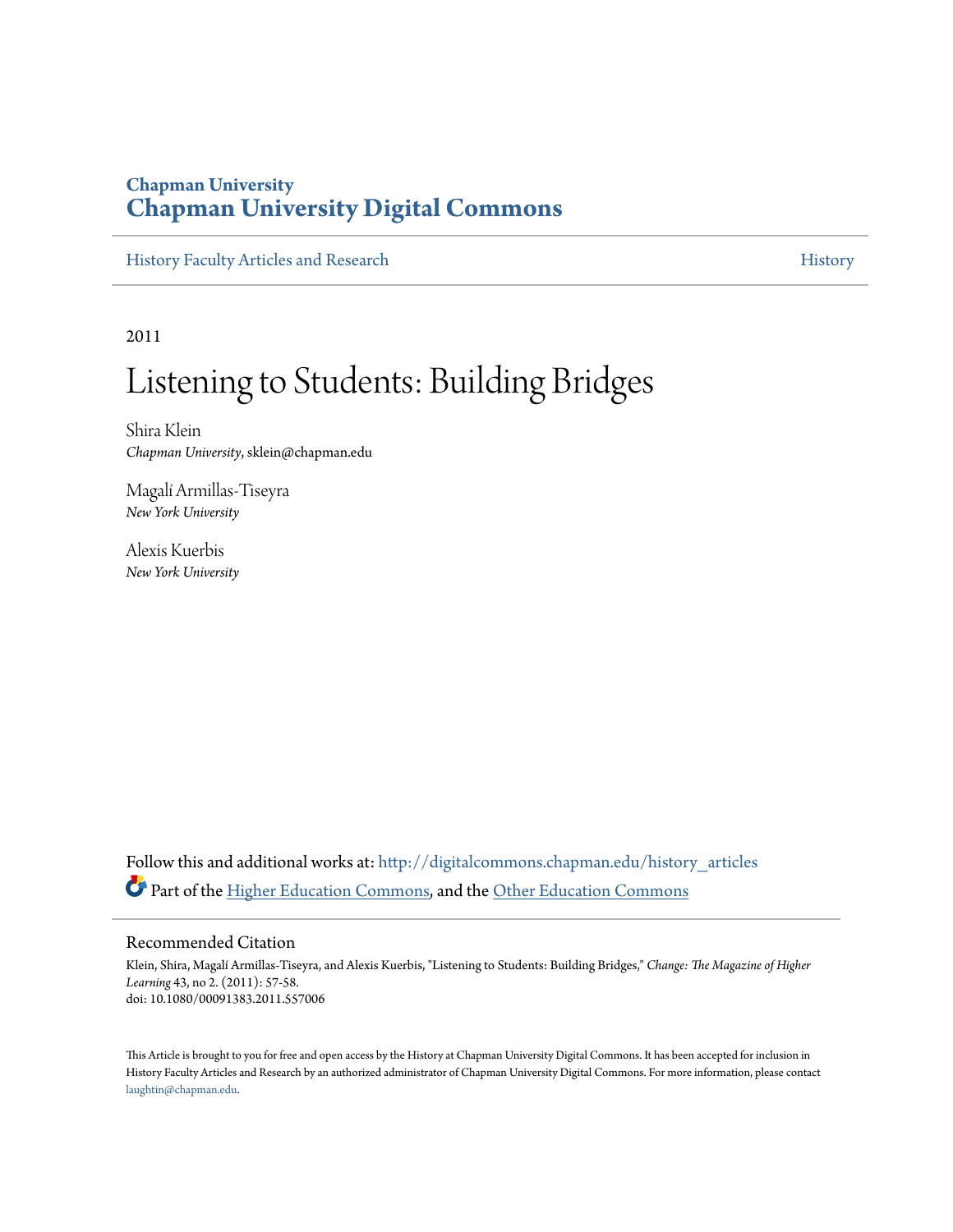Chapman University

# Chapman University Digital Commons

History Faculty Articles and Research | History

2011

# Listening to Students: Building Bridges

Shira Klein
*Chapman University*, sklein@chapman.edu

Magalí Armillas-Tiseyra
*New York University*

Alexis Kuerbis
*New York University*

Follow this and additional works at: http://digitalcommons.chapman.edu/history_articles

Part of the Higher Education Commons, and the Other Education Commons

## Recommended Citation

Klein, Shira, Magalí Armillas-Tiseyra, and Alexis Kuerbis, "Listening to Students: Building Bridges," *Change: The Magazine of Higher Learning* 43, no 2. (2011): 57-58.
doi: 10.1080/00091383.2011.557006

This Article is brought to you for free and open access by the History at Chapman University Digital Commons. It has been accepted for inclusion in History Faculty Articles and Research by an authorized administrator of Chapman University Digital Commons. For more information, please contact laughtin@chapman.edu.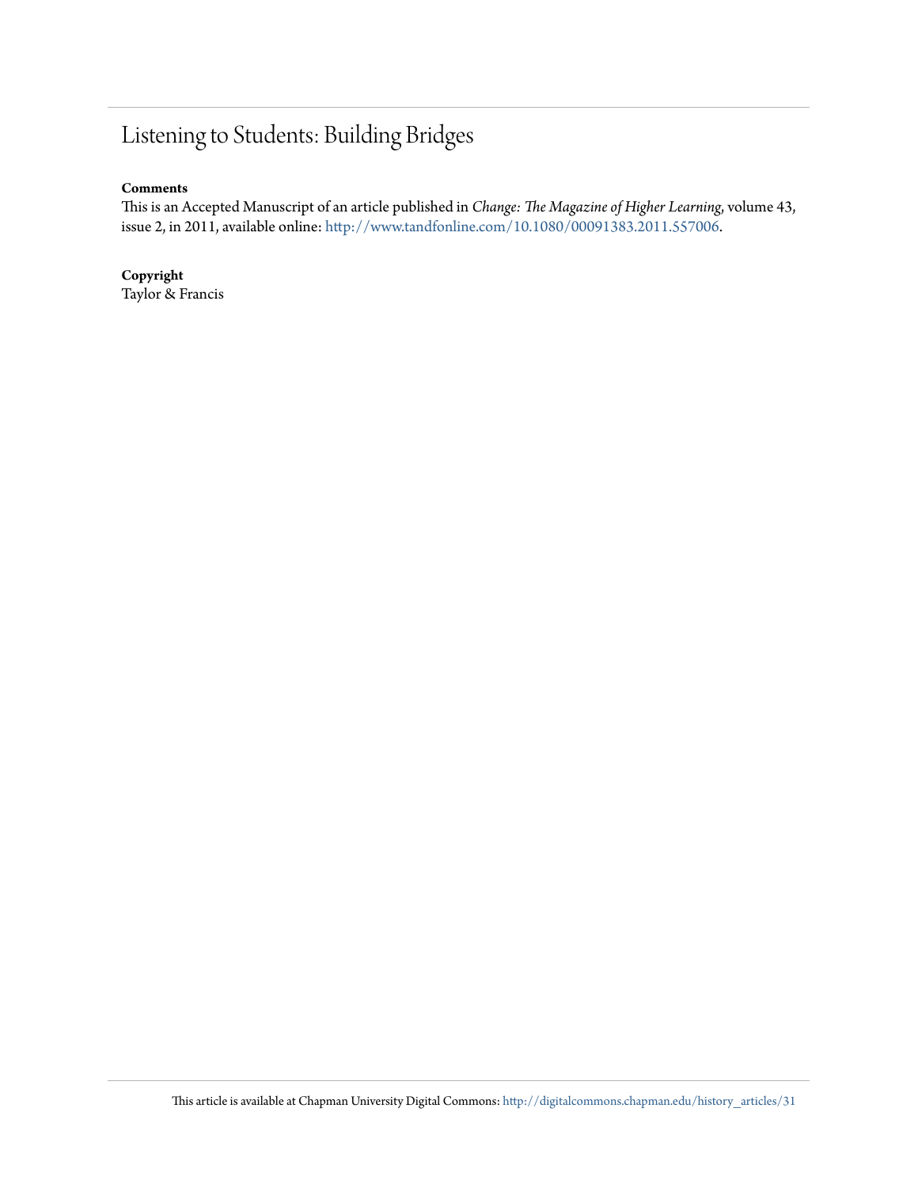# Listening to Students: Building Bridges

**Comments**

This is an Accepted Manuscript of an article published in *Change: The Magazine of Higher Learning*, volume 43, issue 2, in 2011, available online: http://www.tandfonline.com/10.1080/00091383.2011.557006.

**Copyright**

Taylor & Francis

This article is available at Chapman University Digital Commons: http://digitalcommons.chapman.edu/history_articles/31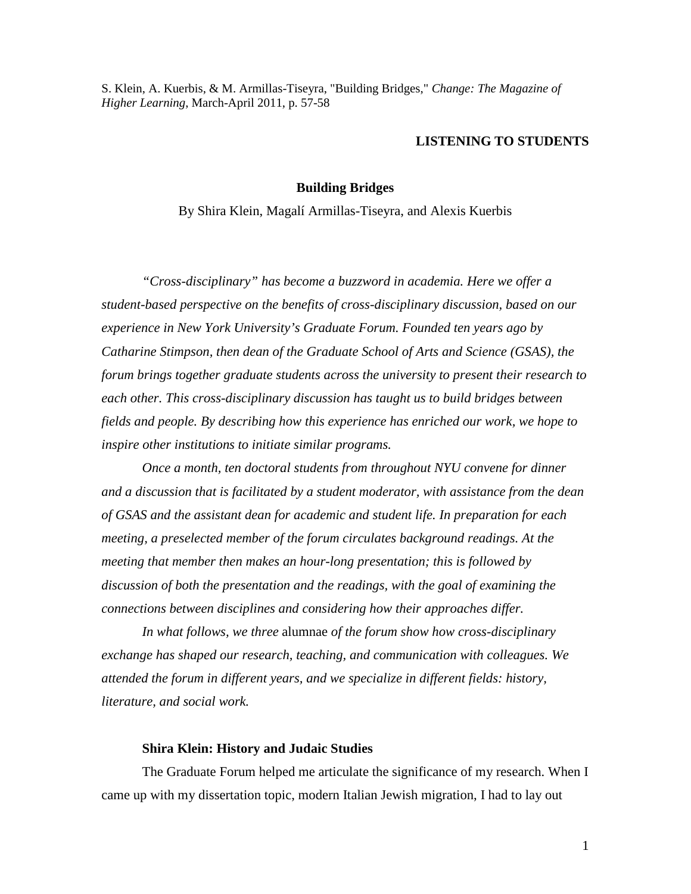S. Klein, A. Kuerbis, & M. Armillas-Tiseyra, "Building Bridges," *Change: The Magazine of Higher Learning*, March-April 2011, p. 57-58

**LISTENING TO STUDENTS**

# Building Bridges

By Shira Klein, Magalí Armillas-Tiseyra, and Alexis Kuerbis

*"Cross-disciplinary" has become a buzzword in academia. Here we offer a student-based perspective on the benefits of cross-disciplinary discussion, based on our experience in New York University's Graduate Forum. Founded ten years ago by Catharine Stimpson, then dean of the Graduate School of Arts and Science (GSAS), the forum brings together graduate students across the university to present their research to each other. This cross-disciplinary discussion has taught us to build bridges between fields and people. By describing how this experience has enriched our work, we hope to inspire other institutions to initiate similar programs.*

*Once a month, ten doctoral students from throughout NYU convene for dinner and a discussion that is facilitated by a student moderator, with assistance from the dean of GSAS and the assistant dean for academic and student life. In preparation for each meeting, a preselected member of the forum circulates background readings. At the meeting that member then makes an hour-long presentation; this is followed by discussion of both the presentation and the readings, with the goal of examining the connections between disciplines and considering how their approaches differ.*

*In what follows, we three* alumnae *of the forum show how cross-disciplinary exchange has shaped our research, teaching, and communication with colleagues. We attended the forum in different years, and we specialize in different fields: history, literature, and social work.*

## Shira Klein: History and Judaic Studies

The Graduate Forum helped me articulate the significance of my research. When I came up with my dissertation topic, modern Italian Jewish migration, I had to lay out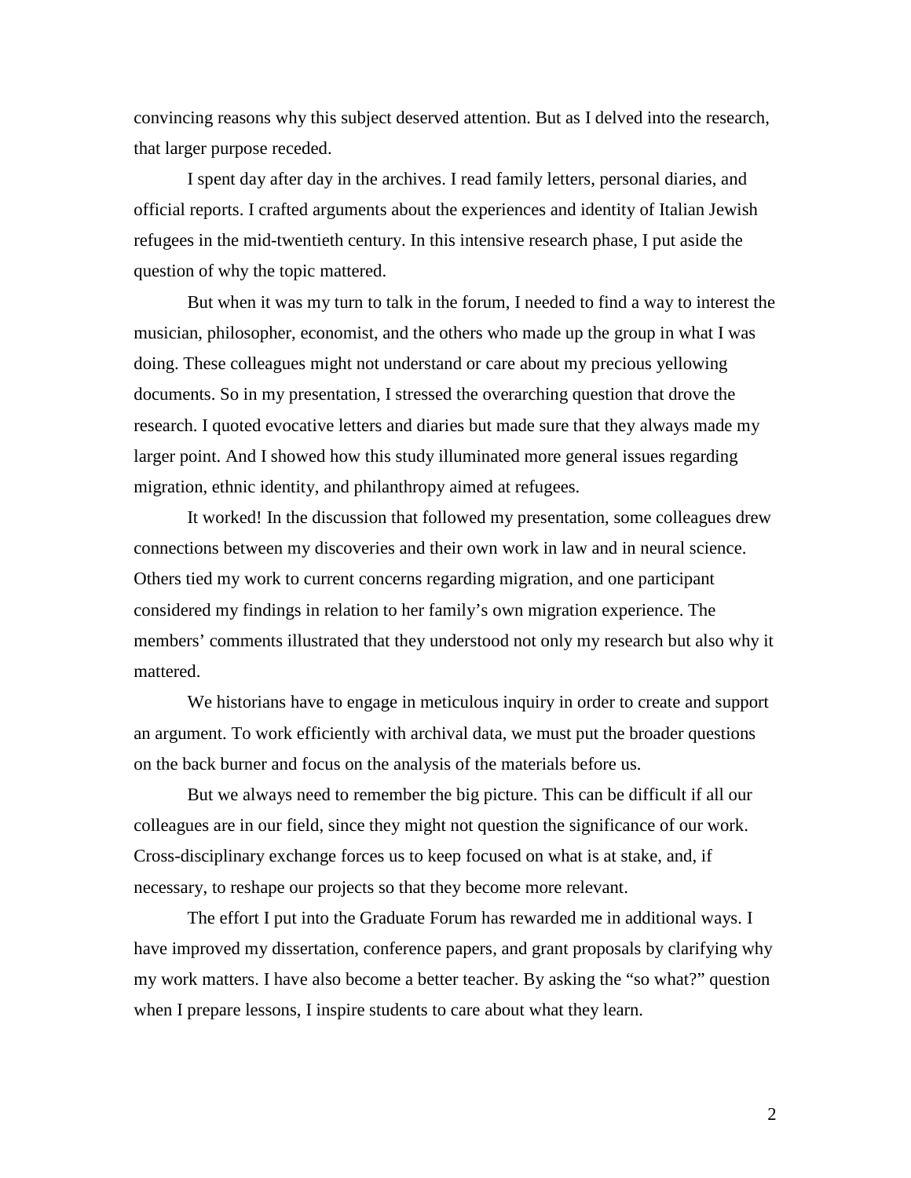convincing reasons why this subject deserved attention. But as I delved into the research, that larger purpose receded.

I spent day after day in the archives. I read family letters, personal diaries, and official reports. I crafted arguments about the experiences and identity of Italian Jewish refugees in the mid-twentieth century. In this intensive research phase, I put aside the question of why the topic mattered.

But when it was my turn to talk in the forum, I needed to find a way to interest the musician, philosopher, economist, and the others who made up the group in what I was doing. These colleagues might not understand or care about my precious yellowing documents. So in my presentation, I stressed the overarching question that drove the research. I quoted evocative letters and diaries but made sure that they always made my larger point. And I showed how this study illuminated more general issues regarding migration, ethnic identity, and philanthropy aimed at refugees.

It worked! In the discussion that followed my presentation, some colleagues drew connections between my discoveries and their own work in law and in neural science. Others tied my work to current concerns regarding migration, and one participant considered my findings in relation to her family's own migration experience. The members' comments illustrated that they understood not only my research but also why it mattered.

We historians have to engage in meticulous inquiry in order to create and support an argument. To work efficiently with archival data, we must put the broader questions on the back burner and focus on the analysis of the materials before us.

But we always need to remember the big picture. This can be difficult if all our colleagues are in our field, since they might not question the significance of our work. Cross-disciplinary exchange forces us to keep focused on what is at stake, and, if necessary, to reshape our projects so that they become more relevant.

The effort I put into the Graduate Forum has rewarded me in additional ways. I have improved my dissertation, conference papers, and grant proposals by clarifying why my work matters. I have also become a better teacher. By asking the "so what?" question when I prepare lessons, I inspire students to care about what they learn.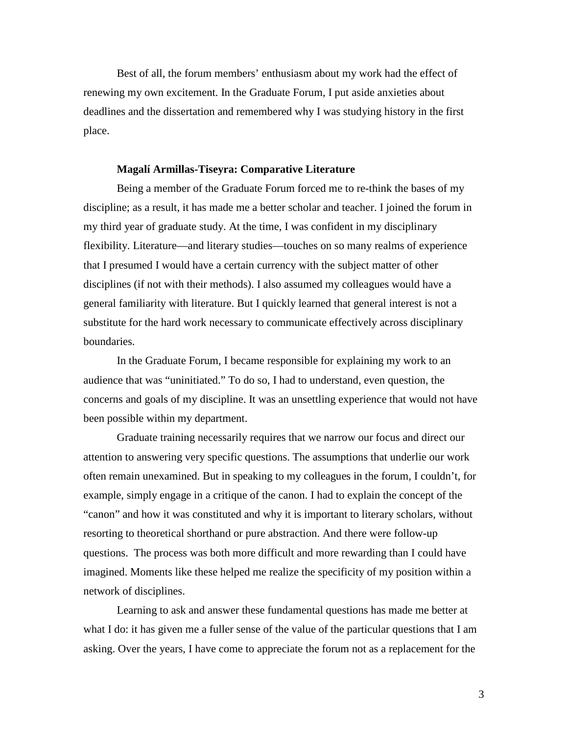Best of all, the forum members' enthusiasm about my work had the effect of renewing my own excitement. In the Graduate Forum, I put aside anxieties about deadlines and the dissertation and remembered why I was studying history in the first place.

**Magalí Armillas-Tiseyra: Comparative Literature**

Being a member of the Graduate Forum forced me to re-think the bases of my discipline; as a result, it has made me a better scholar and teacher. I joined the forum in my third year of graduate study. At the time, I was confident in my disciplinary flexibility. Literature—and literary studies—touches on so many realms of experience that I presumed I would have a certain currency with the subject matter of other disciplines (if not with their methods). I also assumed my colleagues would have a general familiarity with literature. But I quickly learned that general interest is not a substitute for the hard work necessary to communicate effectively across disciplinary boundaries.

In the Graduate Forum, I became responsible for explaining my work to an audience that was "uninitiated." To do so, I had to understand, even question, the concerns and goals of my discipline. It was an unsettling experience that would not have been possible within my department.

Graduate training necessarily requires that we narrow our focus and direct our attention to answering very specific questions. The assumptions that underlie our work often remain unexamined. But in speaking to my colleagues in the forum, I couldn't, for example, simply engage in a critique of the canon. I had to explain the concept of the "canon" and how it was constituted and why it is important to literary scholars, without resorting to theoretical shorthand or pure abstraction. And there were follow-up questions. The process was both more difficult and more rewarding than I could have imagined. Moments like these helped me realize the specificity of my position within a network of disciplines.

Learning to ask and answer these fundamental questions has made me better at what I do: it has given me a fuller sense of the value of the particular questions that I am asking. Over the years, I have come to appreciate the forum not as a replacement for the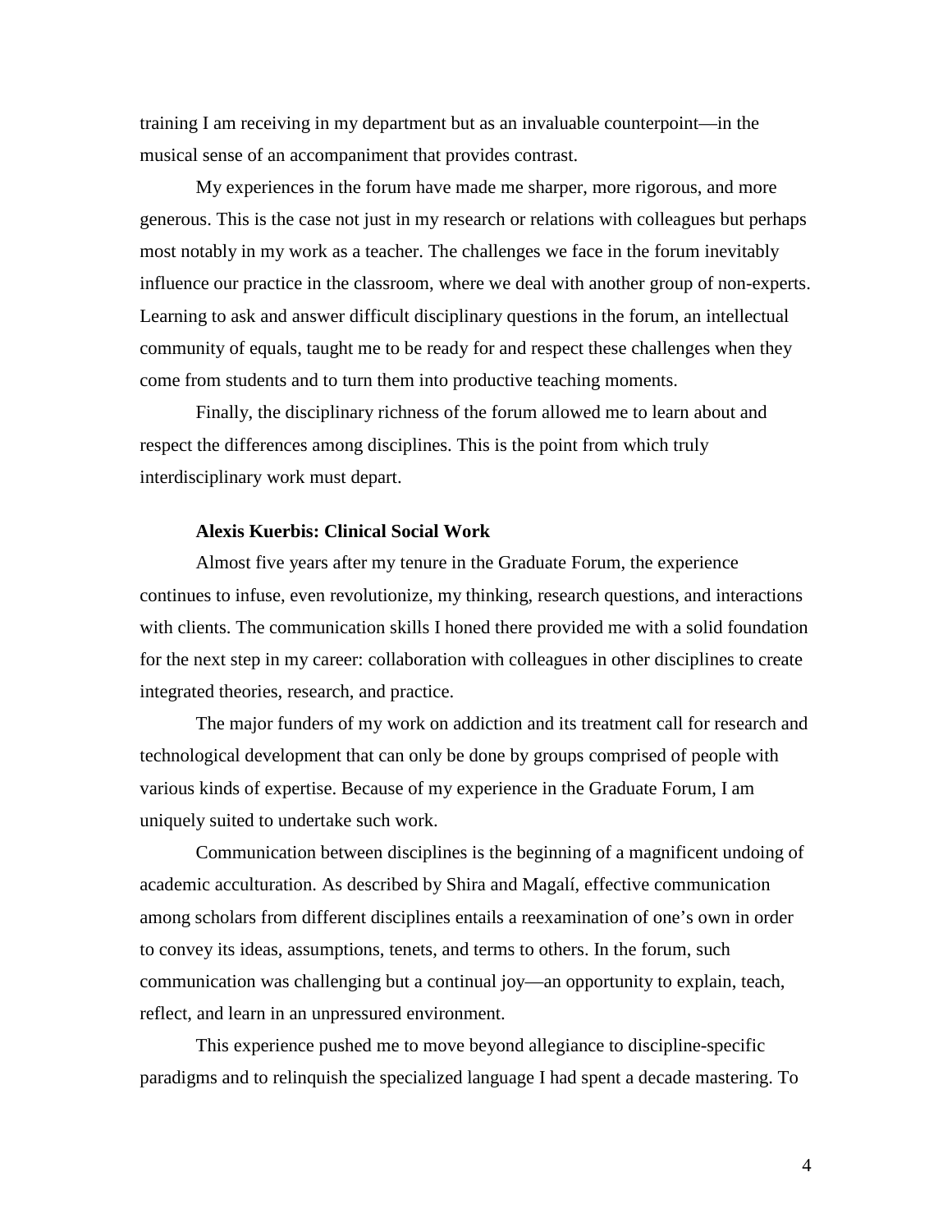training I am receiving in my department but as an invaluable counterpoint—in the musical sense of an accompaniment that provides contrast.

My experiences in the forum have made me sharper, more rigorous, and more generous. This is the case not just in my research or relations with colleagues but perhaps most notably in my work as a teacher. The challenges we face in the forum inevitably influence our practice in the classroom, where we deal with another group of non-experts. Learning to ask and answer difficult disciplinary questions in the forum, an intellectual community of equals, taught me to be ready for and respect these challenges when they come from students and to turn them into productive teaching moments.

Finally, the disciplinary richness of the forum allowed me to learn about and respect the differences among disciplines. This is the point from which truly interdisciplinary work must depart.

**Alexis Kuerbis: Clinical Social Work**

Almost five years after my tenure in the Graduate Forum, the experience continues to infuse, even revolutionize, my thinking, research questions, and interactions with clients. The communication skills I honed there provided me with a solid foundation for the next step in my career: collaboration with colleagues in other disciplines to create integrated theories, research, and practice.

The major funders of my work on addiction and its treatment call for research and technological development that can only be done by groups comprised of people with various kinds of expertise. Because of my experience in the Graduate Forum, I am uniquely suited to undertake such work.

Communication between disciplines is the beginning of a magnificent undoing of academic acculturation. As described by Shira and Magalí, effective communication among scholars from different disciplines entails a reexamination of one's own in order to convey its ideas, assumptions, tenets, and terms to others. In the forum, such communication was challenging but a continual joy—an opportunity to explain, teach, reflect, and learn in an unpressured environment.

This experience pushed me to move beyond allegiance to discipline-specific paradigms and to relinquish the specialized language I had spent a decade mastering. To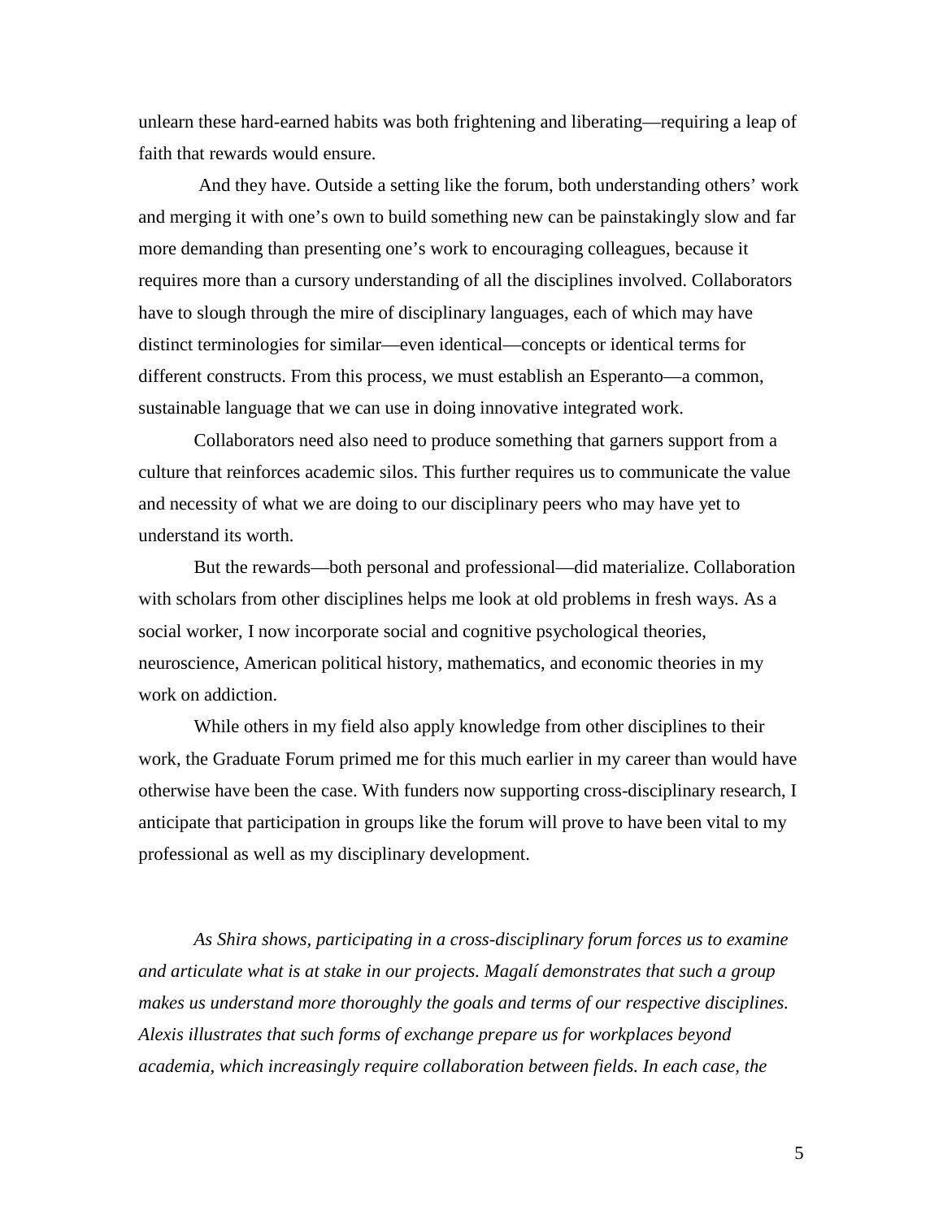unlearn these hard-earned habits was both frightening and liberating—requiring a leap of faith that rewards would ensure.

And they have. Outside a setting like the forum, both understanding others' work and merging it with one's own to build something new can be painstakingly slow and far more demanding than presenting one's work to encouraging colleagues, because it requires more than a cursory understanding of all the disciplines involved. Collaborators have to slough through the mire of disciplinary languages, each of which may have distinct terminologies for similar—even identical—concepts or identical terms for different constructs. From this process, we must establish an Esperanto—a common, sustainable language that we can use in doing innovative integrated work.

Collaborators need also need to produce something that garners support from a culture that reinforces academic silos. This further requires us to communicate the value and necessity of what we are doing to our disciplinary peers who may have yet to understand its worth.

But the rewards—both personal and professional—did materialize. Collaboration with scholars from other disciplines helps me look at old problems in fresh ways. As a social worker, I now incorporate social and cognitive psychological theories, neuroscience, American political history, mathematics, and economic theories in my work on addiction.

While others in my field also apply knowledge from other disciplines to their work, the Graduate Forum primed me for this much earlier in my career than would have otherwise have been the case. With funders now supporting cross-disciplinary research, I anticipate that participation in groups like the forum will prove to have been vital to my professional as well as my disciplinary development.

*As Shira shows, participating in a cross-disciplinary forum forces us to examine and articulate what is at stake in our projects. Magalí demonstrates that such a group makes us understand more thoroughly the goals and terms of our respective disciplines. Alexis illustrates that such forms of exchange prepare us for workplaces beyond academia, which increasingly require collaboration between fields. In each case, the*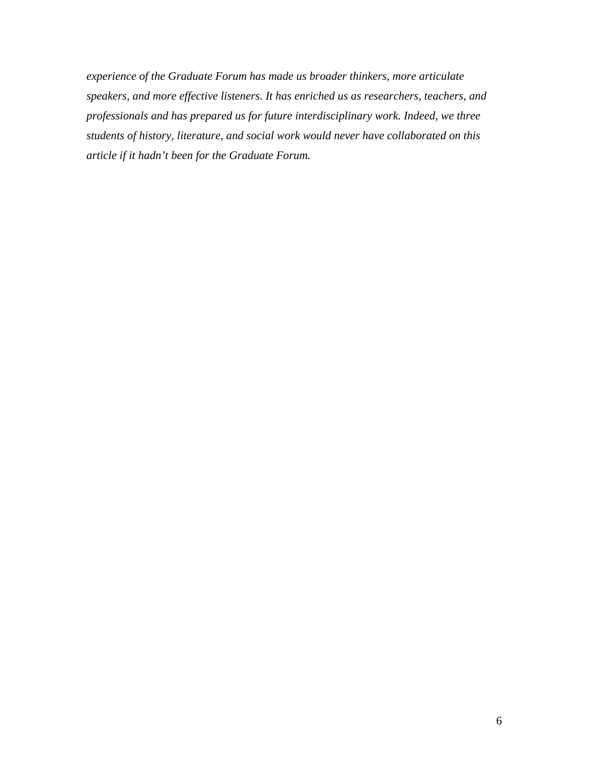*experience of the Graduate Forum has made us broader thinkers, more articulate speakers, and more effective listeners. It has enriched us as researchers, teachers, and professionals and has prepared us for future interdisciplinary work. Indeed, we three students of history, literature, and social work would never have collaborated on this article if it hadn't been for the Graduate Forum.*